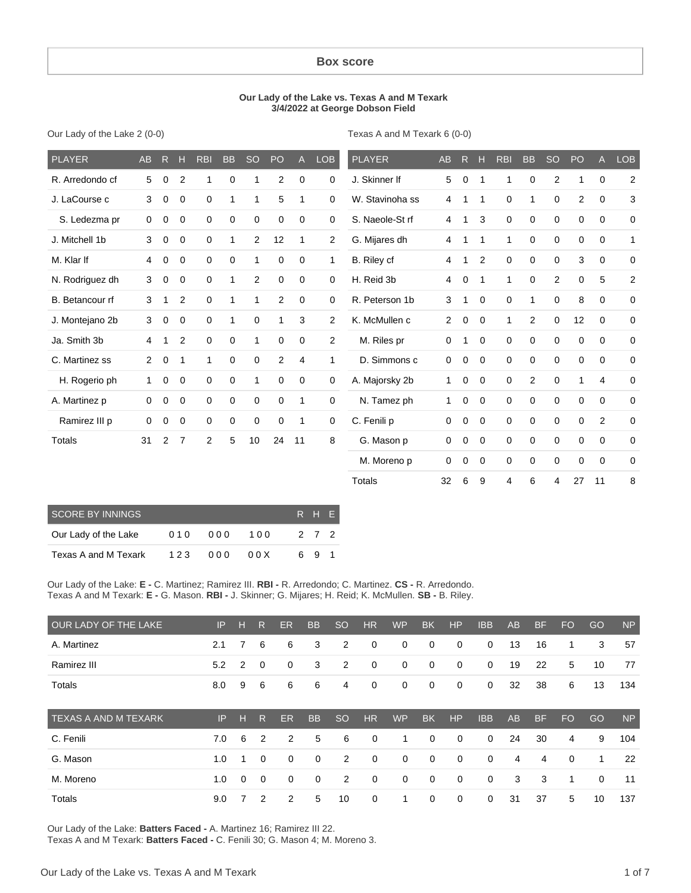## Box score

**Our Lady of the Lake vs. Texas A and M Texark**
**3/4/2022 at George Dobson Field**

Our Lady of the Lake 2 (0-0)

| PLAYER | AB | R | H | RBI | BB | SO | PO | A | LOB |
|---|---|---|---|---|---|---|---|---|---|
| R. Arredondo cf | 5 | 0 | 2 | 1 | 0 | 1 | 2 | 0 | 0 |
| J. LaCourse c | 3 | 0 | 0 | 0 | 1 | 1 | 5 | 1 | 0 |
| S. Ledezma pr | 0 | 0 | 0 | 0 | 0 | 0 | 0 | 0 | 0 |
| J. Mitchell 1b | 3 | 0 | 0 | 0 | 1 | 2 | 12 | 1 | 2 |
| M. Klar lf | 4 | 0 | 0 | 0 | 0 | 1 | 0 | 0 | 1 |
| N. Rodriguez dh | 3 | 0 | 0 | 0 | 1 | 2 | 0 | 0 | 0 |
| B. Betancour rf | 3 | 1 | 2 | 0 | 1 | 1 | 2 | 0 | 0 |
| J. Montejano 2b | 3 | 0 | 0 | 0 | 1 | 0 | 1 | 3 | 2 |
| Ja. Smith 3b | 4 | 1 | 2 | 0 | 0 | 1 | 0 | 0 | 2 |
| C. Martinez ss | 2 | 0 | 1 | 1 | 0 | 0 | 2 | 4 | 1 |
| H. Rogerio ph | 1 | 0 | 0 | 0 | 0 | 1 | 0 | 0 | 0 |
| A. Martinez p | 0 | 0 | 0 | 0 | 0 | 0 | 0 | 1 | 0 |
| Ramirez III p | 0 | 0 | 0 | 0 | 0 | 0 | 0 | 1 | 0 |
| Totals | 31 | 2 | 7 | 2 | 5 | 10 | 24 | 11 | 8 |

Texas A and M Texark 6 (0-0)

| PLAYER | AB | R | H | RBI | BB | SO | PO | A | LOB |
|---|---|---|---|---|---|---|---|---|---|
| J. Skinner lf | 5 | 0 | 1 | 1 | 0 | 2 | 1 | 0 | 2 |
| W. Stavinoha ss | 4 | 1 | 1 | 0 | 1 | 0 | 2 | 0 | 3 |
| S. Naeole-St rf | 4 | 1 | 3 | 0 | 0 | 0 | 0 | 0 | 0 |
| G. Mijares dh | 4 | 1 | 1 | 1 | 0 | 0 | 0 | 0 | 1 |
| B. Riley cf | 4 | 1 | 2 | 0 | 0 | 0 | 3 | 0 | 0 |
| H. Reid 3b | 4 | 0 | 1 | 1 | 0 | 2 | 0 | 5 | 2 |
| R. Peterson 1b | 3 | 1 | 0 | 0 | 1 | 0 | 8 | 0 | 0 |
| K. McMullen c | 2 | 0 | 0 | 1 | 2 | 0 | 12 | 0 | 0 |
| M. Riles pr | 0 | 1 | 0 | 0 | 0 | 0 | 0 | 0 | 0 |
| D. Simmons c | 0 | 0 | 0 | 0 | 0 | 0 | 0 | 0 | 0 |
| A. Majorsky 2b | 1 | 0 | 0 | 0 | 2 | 0 | 1 | 4 | 0 |
| N. Tamez ph | 1 | 0 | 0 | 0 | 0 | 0 | 0 | 0 | 0 |
| C. Fenili p | 0 | 0 | 0 | 0 | 0 | 0 | 0 | 2 | 0 |
| G. Mason p | 0 | 0 | 0 | 0 | 0 | 0 | 0 | 0 | 0 |
| M. Moreno p | 0 | 0 | 0 | 0 | 0 | 0 | 0 | 0 | 0 |
| Totals | 32 | 6 | 9 | 4 | 6 | 4 | 27 | 11 | 8 |

| SCORE BY INNINGS | | | | R | H | E |
|---|---|---|---|---|---|---|
| Our Lady of the Lake | 010 | 000 | 100 | 2 | 7 | 2 |
| Texas A and M Texark | 123 | 000 | 00X | 6 | 9 | 1 |

Our Lady of the Lake: **E -** C. Martinez; Ramirez III. **RBI -** R. Arredondo; C. Martinez. **CS -** R. Arredondo.
Texas A and M Texark: **E -** G. Mason. **RBI -** J. Skinner; G. Mijares; H. Reid; K. McMullen. **SB -** B. Riley.

| OUR LADY OF THE LAKE | IP | H | R | ER | BB | SO | HR | WP | BK | HP | IBB | AB | BF | FO | GO | NP |
|---|---|---|---|---|---|---|---|---|---|---|---|---|---|---|---|---|
| A. Martinez | 2.1 | 7 | 6 | 6 | 3 | 2 | 0 | 0 | 0 | 0 | 0 | 13 | 16 | 1 | 3 | 57 |
| Ramirez III | 5.2 | 2 | 0 | 0 | 3 | 2 | 0 | 0 | 0 | 0 | 0 | 19 | 22 | 5 | 10 | 77 |
| Totals | 8.0 | 9 | 6 | 6 | 6 | 4 | 0 | 0 | 0 | 0 | 0 | 32 | 38 | 6 | 13 | 134 |

| TEXAS A AND M TEXARK | IP | H | R | ER | BB | SO | HR | WP | BK | HP | IBB | AB | BF | FO | GO | NP |
|---|---|---|---|---|---|---|---|---|---|---|---|---|---|---|---|---|
| C. Fenili | 7.0 | 6 | 2 | 2 | 5 | 6 | 0 | 1 | 0 | 0 | 0 | 24 | 30 | 4 | 9 | 104 |
| G. Mason | 1.0 | 1 | 0 | 0 | 0 | 2 | 0 | 0 | 0 | 0 | 0 | 4 | 4 | 0 | 1 | 22 |
| M. Moreno | 1.0 | 0 | 0 | 0 | 0 | 2 | 0 | 0 | 0 | 0 | 0 | 3 | 3 | 1 | 0 | 11 |
| Totals | 9.0 | 7 | 2 | 2 | 5 | 10 | 0 | 1 | 0 | 0 | 0 | 31 | 37 | 5 | 10 | 137 |

Our Lady of the Lake: **Batters Faced -** A. Martinez 16; Ramirez III 22.
Texas A and M Texark: **Batters Faced -** C. Fenili 30; G. Mason 4; M. Moreno 3.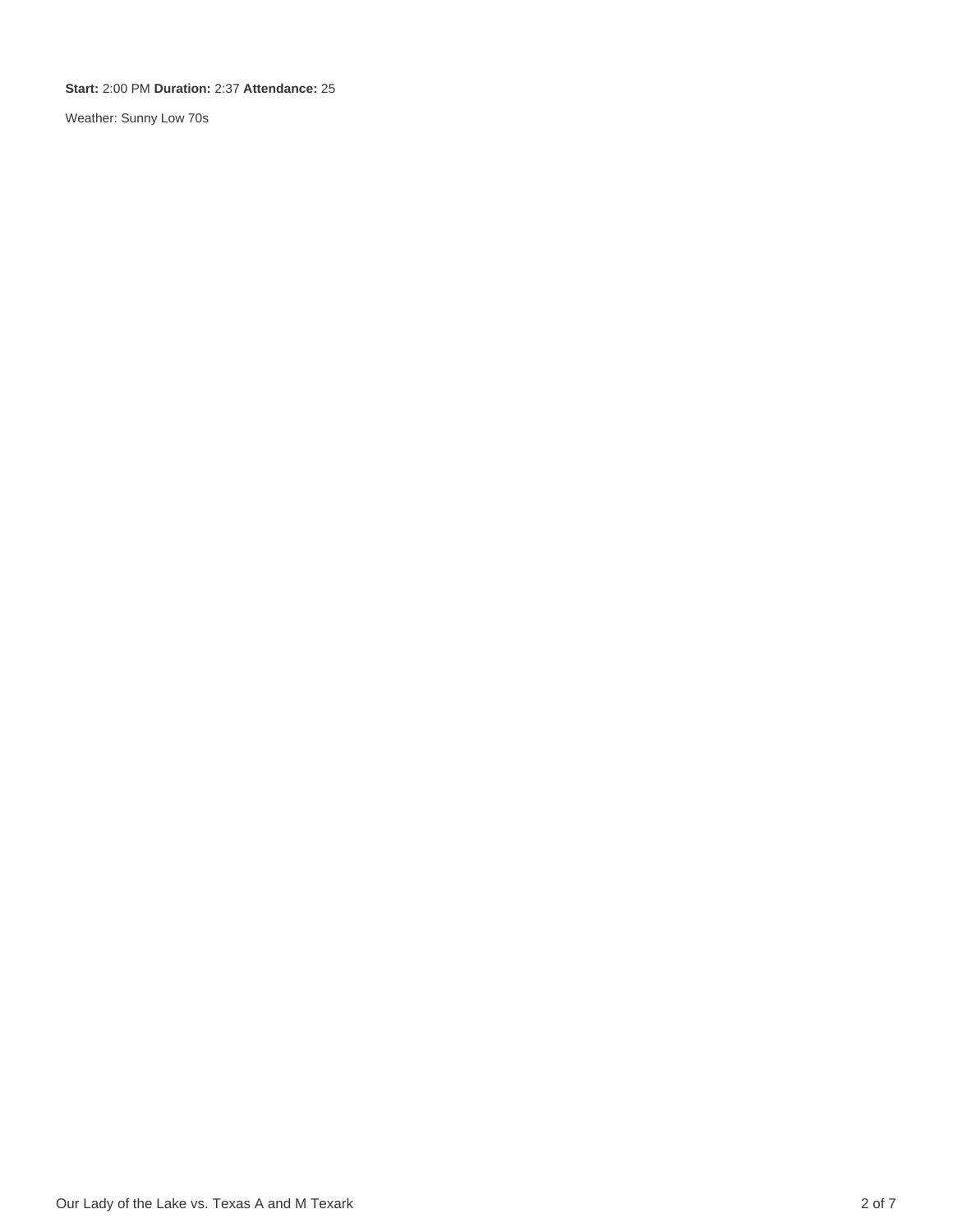**Start:** 2:00 PM **Duration:** 2:37 **Attendance:** 25

Weather: Sunny Low 70s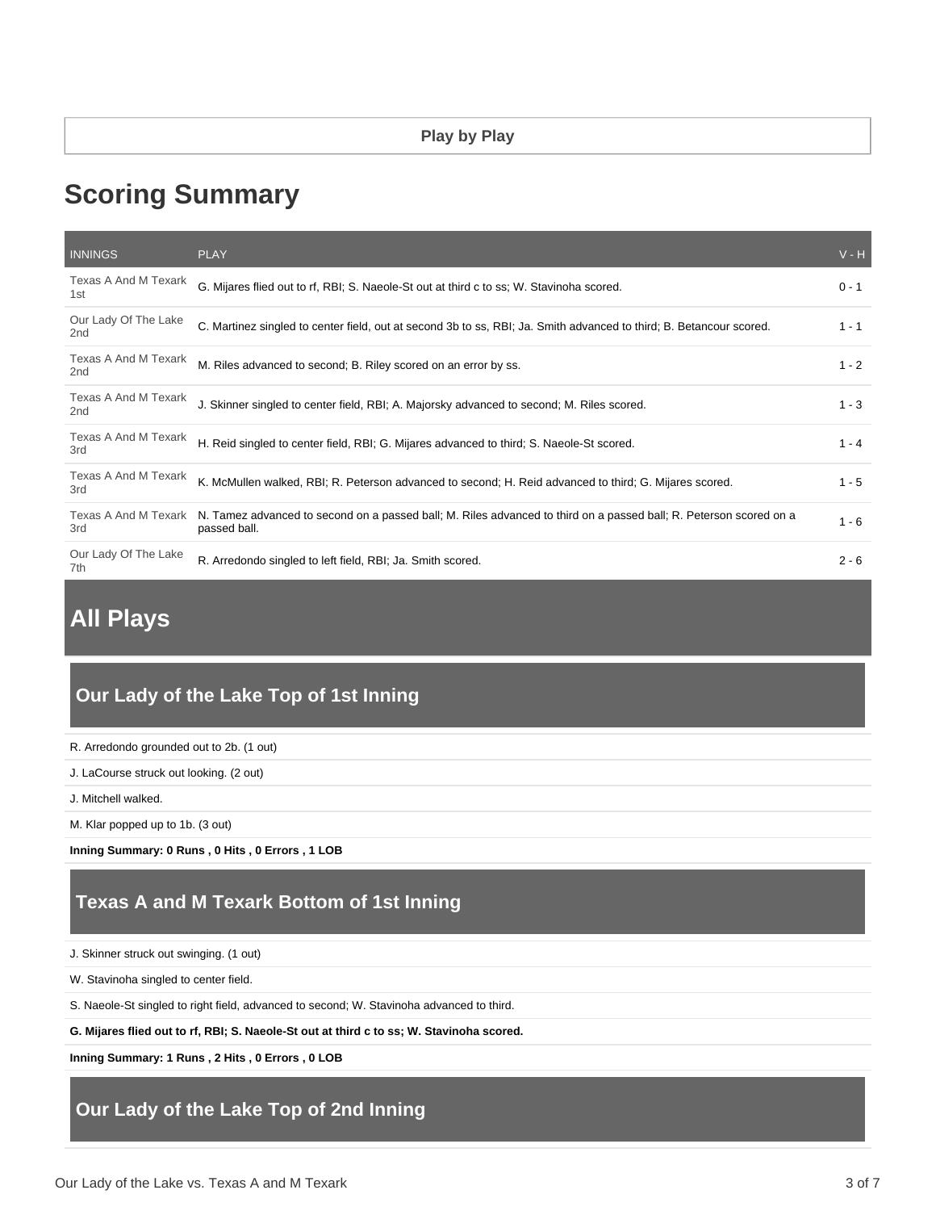**Play by Play**

# Scoring Summary

| INNINGS | PLAY | V - H |
| --- | --- | --- |
| Texas A And M Texark 1st | G. Mijares flied out to rf, RBI; S. Naeole-St out at third c to ss; W. Stavinoha scored. | 0 - 1 |
| Our Lady Of The Lake 2nd | C. Martinez singled to center field, out at second 3b to ss, RBI; Ja. Smith advanced to third; B. Betancour scored. | 1 - 1 |
| Texas A And M Texark 2nd | M. Riles advanced to second; B. Riley scored on an error by ss. | 1 - 2 |
| Texas A And M Texark 2nd | J. Skinner singled to center field, RBI; A. Majorsky advanced to second; M. Riles scored. | 1 - 3 |
| Texas A And M Texark 3rd | H. Reid singled to center field, RBI; G. Mijares advanced to third; S. Naeole-St scored. | 1 - 4 |
| Texas A And M Texark 3rd | K. McMullen walked, RBI; R. Peterson advanced to second; H. Reid advanced to third; G. Mijares scored. | 1 - 5 |
| Texas A And M Texark 3rd | N. Tamez advanced to second on a passed ball; M. Riles advanced to third on a passed ball; R. Peterson scored on a passed ball. | 1 - 6 |
| Our Lady Of The Lake 7th | R. Arredondo singled to left field, RBI; Ja. Smith scored. | 2 - 6 |

## All Plays

### Our Lady of the Lake Top of 1st Inning

R. Arredondo grounded out to 2b. (1 out)

J. LaCourse struck out looking. (2 out)

J. Mitchell walked.

M. Klar popped up to 1b. (3 out)

**Inning Summary: 0 Runs , 0 Hits , 0 Errors , 1 LOB**

### Texas A and M Texark Bottom of 1st Inning

J. Skinner struck out swinging. (1 out)

W. Stavinoha singled to center field.

S. Naeole-St singled to right field, advanced to second; W. Stavinoha advanced to third.

**G. Mijares flied out to rf, RBI; S. Naeole-St out at third c to ss; W. Stavinoha scored.**

**Inning Summary: 1 Runs , 2 Hits , 0 Errors , 0 LOB**

### Our Lady of the Lake Top of 2nd Inning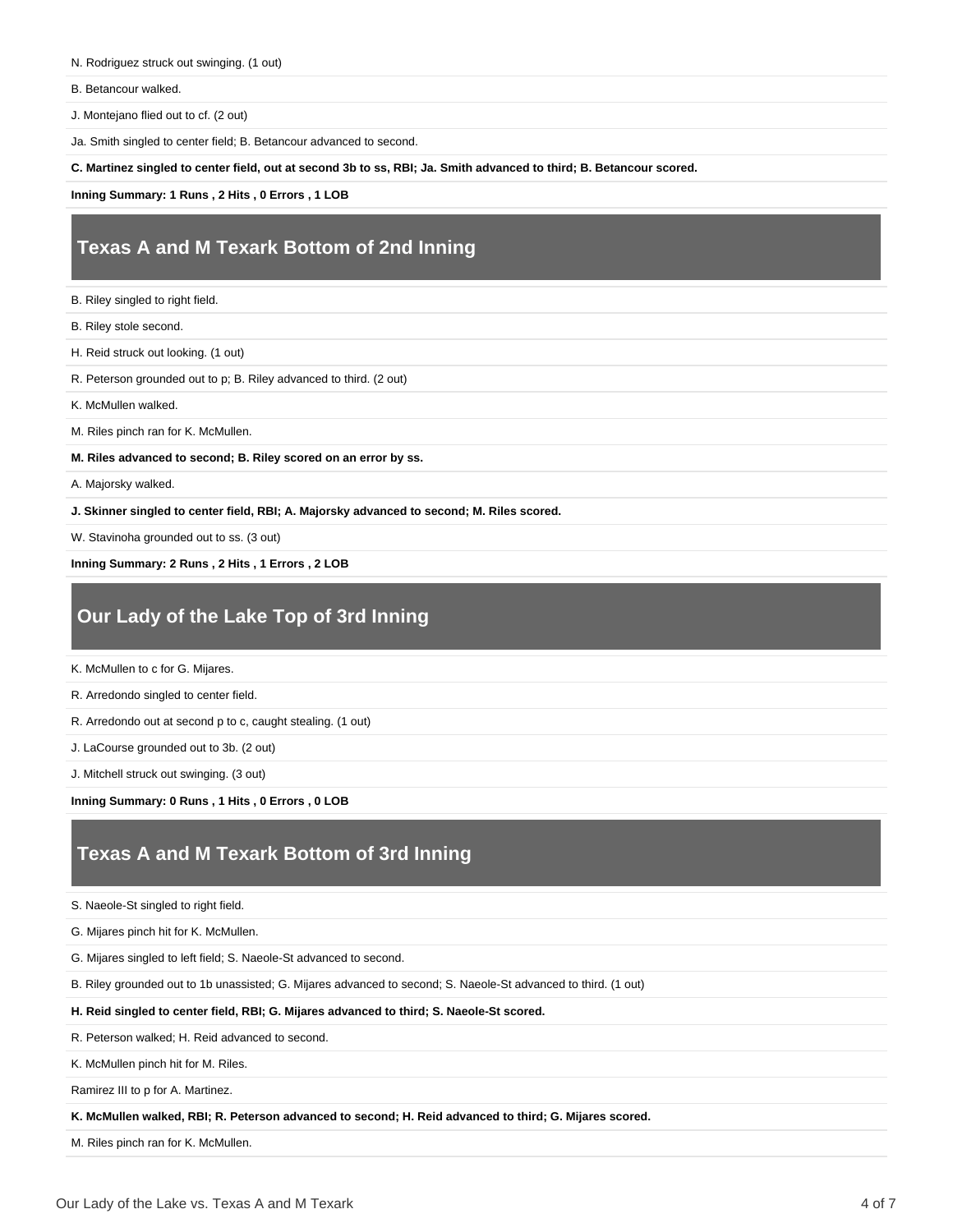N. Rodriguez struck out swinging. (1 out)

B. Betancour walked.

J. Montejano flied out to cf. (2 out)

Ja. Smith singled to center field; B. Betancour advanced to second.

**C. Martinez singled to center field, out at second 3b to ss, RBI; Ja. Smith advanced to third; B. Betancour scored.**

**Inning Summary: 1 Runs , 2 Hits , 0 Errors , 1 LOB**

## Texas A and M Texark Bottom of 2nd Inning

B. Riley singled to right field.

B. Riley stole second.

H. Reid struck out looking. (1 out)

R. Peterson grounded out to p; B. Riley advanced to third. (2 out)

K. McMullen walked.

M. Riles pinch ran for K. McMullen.

**M. Riles advanced to second; B. Riley scored on an error by ss.**

A. Majorsky walked.

**J. Skinner singled to center field, RBI; A. Majorsky advanced to second; M. Riles scored.**

W. Stavinoha grounded out to ss. (3 out)

**Inning Summary: 2 Runs , 2 Hits , 1 Errors , 2 LOB**

## Our Lady of the Lake Top of 3rd Inning

K. McMullen to c for G. Mijares.

R. Arredondo singled to center field.

R. Arredondo out at second p to c, caught stealing. (1 out)

J. LaCourse grounded out to 3b. (2 out)

J. Mitchell struck out swinging. (3 out)

**Inning Summary: 0 Runs , 1 Hits , 0 Errors , 0 LOB**

## Texas A and M Texark Bottom of 3rd Inning

S. Naeole-St singled to right field.

G. Mijares pinch hit for K. McMullen.

G. Mijares singled to left field; S. Naeole-St advanced to second.

B. Riley grounded out to 1b unassisted; G. Mijares advanced to second; S. Naeole-St advanced to third. (1 out)

**H. Reid singled to center field, RBI; G. Mijares advanced to third; S. Naeole-St scored.**

R. Peterson walked; H. Reid advanced to second.

K. McMullen pinch hit for M. Riles.

Ramirez III to p for A. Martinez.

**K. McMullen walked, RBI; R. Peterson advanced to second; H. Reid advanced to third; G. Mijares scored.**

M. Riles pinch ran for K. McMullen.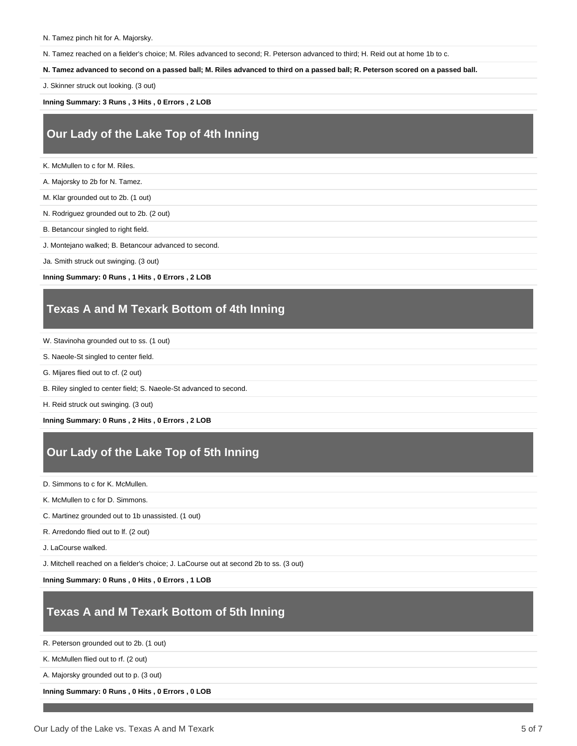N. Tamez pinch hit for A. Majorsky.

N. Tamez reached on a fielder's choice; M. Riles advanced to second; R. Peterson advanced to third; H. Reid out at home 1b to c.

**N. Tamez advanced to second on a passed ball; M. Riles advanced to third on a passed ball; R. Peterson scored on a passed ball.**

J. Skinner struck out looking. (3 out)

**Inning Summary: 3 Runs , 3 Hits , 0 Errors , 2 LOB**

## Our Lady of the Lake Top of 4th Inning

K. McMullen to c for M. Riles.

A. Majorsky to 2b for N. Tamez.

M. Klar grounded out to 2b. (1 out)

N. Rodriguez grounded out to 2b. (2 out)

B. Betancour singled to right field.

J. Montejano walked; B. Betancour advanced to second.

Ja. Smith struck out swinging. (3 out)

**Inning Summary: 0 Runs , 1 Hits , 0 Errors , 2 LOB**

## Texas A and M Texark Bottom of 4th Inning

W. Stavinoha grounded out to ss. (1 out)

S. Naeole-St singled to center field.

G. Mijares flied out to cf. (2 out)

B. Riley singled to center field; S. Naeole-St advanced to second.

H. Reid struck out swinging. (3 out)

**Inning Summary: 0 Runs , 2 Hits , 0 Errors , 2 LOB**

## Our Lady of the Lake Top of 5th Inning

D. Simmons to c for K. McMullen.

K. McMullen to c for D. Simmons.

C. Martinez grounded out to 1b unassisted. (1 out)

R. Arredondo flied out to lf. (2 out)

J. LaCourse walked.

J. Mitchell reached on a fielder's choice; J. LaCourse out at second 2b to ss. (3 out)

**Inning Summary: 0 Runs , 0 Hits , 0 Errors , 1 LOB**

## Texas A and M Texark Bottom of 5th Inning

R. Peterson grounded out to 2b. (1 out)

K. McMullen flied out to rf. (2 out)

A. Majorsky grounded out to p. (3 out)

**Inning Summary: 0 Runs , 0 Hits , 0 Errors , 0 LOB**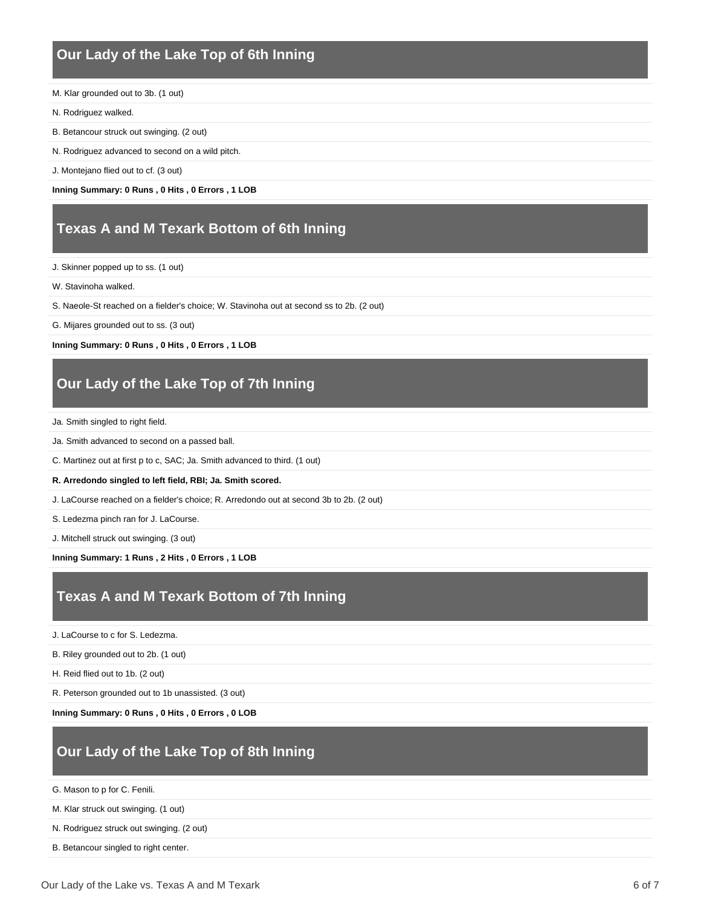## Our Lady of the Lake Top of 6th Inning

M. Klar grounded out to 3b. (1 out)

N. Rodriguez walked.

B. Betancour struck out swinging. (2 out)

N. Rodriguez advanced to second on a wild pitch.

J. Montejano flied out to cf. (3 out)

**Inning Summary: 0 Runs , 0 Hits , 0 Errors , 1 LOB**

## Texas A and M Texark Bottom of 6th Inning

J. Skinner popped up to ss. (1 out)

W. Stavinoha walked.

S. Naeole-St reached on a fielder's choice; W. Stavinoha out at second ss to 2b. (2 out)

G. Mijares grounded out to ss. (3 out)

**Inning Summary: 0 Runs , 0 Hits , 0 Errors , 1 LOB**

## Our Lady of the Lake Top of 7th Inning

Ja. Smith singled to right field.

Ja. Smith advanced to second on a passed ball.

C. Martinez out at first p to c, SAC; Ja. Smith advanced to third. (1 out)

**R. Arredondo singled to left field, RBI; Ja. Smith scored.**

J. LaCourse reached on a fielder's choice; R. Arredondo out at second 3b to 2b. (2 out)

S. Ledezma pinch ran for J. LaCourse.

J. Mitchell struck out swinging. (3 out)

**Inning Summary: 1 Runs , 2 Hits , 0 Errors , 1 LOB**

## Texas A and M Texark Bottom of 7th Inning

J. LaCourse to c for S. Ledezma.

B. Riley grounded out to 2b. (1 out)

H. Reid flied out to 1b. (2 out)

R. Peterson grounded out to 1b unassisted. (3 out)

**Inning Summary: 0 Runs , 0 Hits , 0 Errors , 0 LOB**

## Our Lady of the Lake Top of 8th Inning

G. Mason to p for C. Fenili.

M. Klar struck out swinging. (1 out)

N. Rodriguez struck out swinging. (2 out)

B. Betancour singled to right center.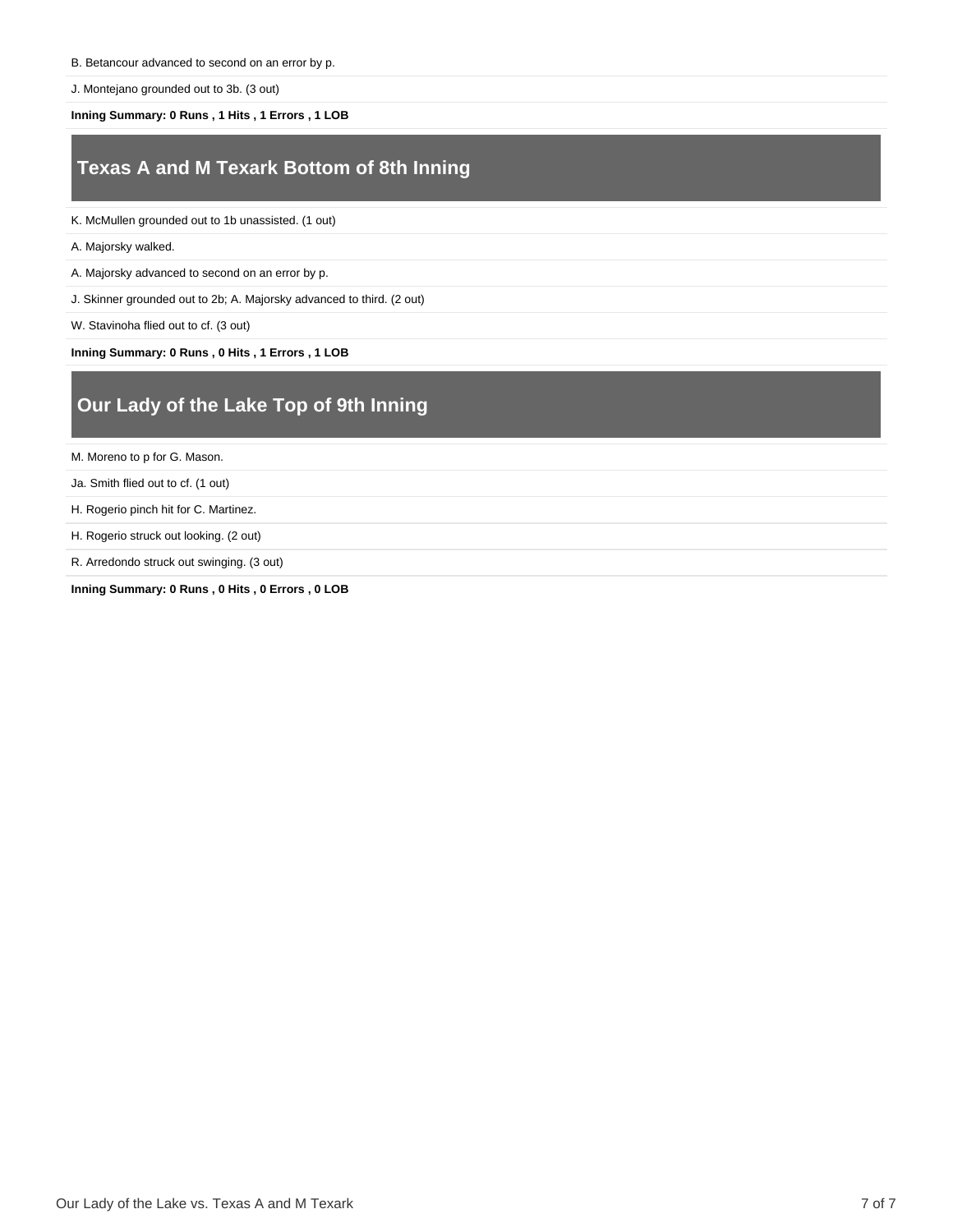B. Betancour advanced to second on an error by p.

J. Montejano grounded out to 3b. (3 out)

**Inning Summary: 0 Runs , 1 Hits , 1 Errors , 1 LOB**

## Texas A and M Texark Bottom of 8th Inning

K. McMullen grounded out to 1b unassisted. (1 out)

A. Majorsky walked.

A. Majorsky advanced to second on an error by p.

J. Skinner grounded out to 2b; A. Majorsky advanced to third. (2 out)

W. Stavinoha flied out to cf. (3 out)

**Inning Summary: 0 Runs , 0 Hits , 1 Errors , 1 LOB**

## Our Lady of the Lake Top of 9th Inning

M. Moreno to p for G. Mason.

Ja. Smith flied out to cf. (1 out)

H. Rogerio pinch hit for C. Martinez.

H. Rogerio struck out looking. (2 out)

R. Arredondo struck out swinging. (3 out)

**Inning Summary: 0 Runs , 0 Hits , 0 Errors , 0 LOB**